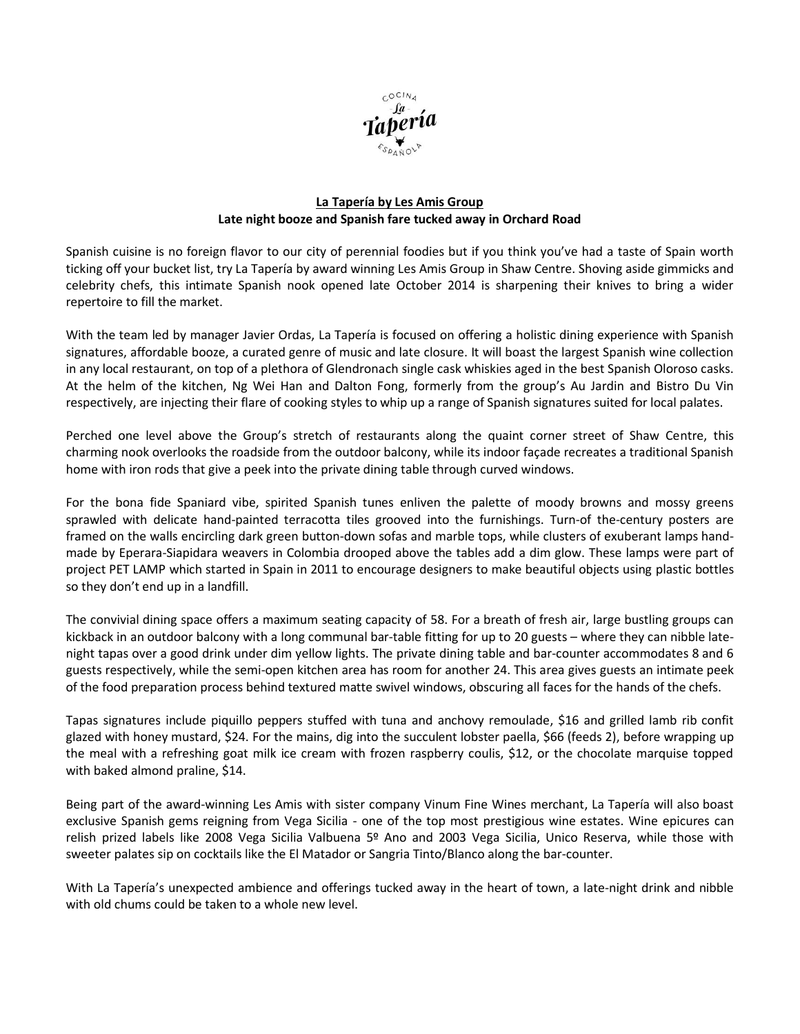Cocina La Tapería Española

**La Tapería by Les Amis Group**
**Late night booze and Spanish fare tucked away in Orchard Road**

Spanish cuisine is no foreign flavor to our city of perennial foodies but if you think you've had a taste of Spain worth ticking off your bucket list, try La Tapería by award winning Les Amis Group in Shaw Centre. Shoving aside gimmicks and celebrity chefs, this intimate Spanish nook opened late October 2014 is sharpening their knives to bring a wider repertoire to fill the market.

With the team led by manager Javier Ordas, La Tapería is focused on offering a holistic dining experience with Spanish signatures, affordable booze, a curated genre of music and late closure. It will boast the largest Spanish wine collection in any local restaurant, on top of a plethora of Glendronach single cask whiskies aged in the best Spanish Oloroso casks. At the helm of the kitchen, Ng Wei Han and Dalton Fong, formerly from the group's Au Jardin and Bistro Du Vin respectively, are injecting their flare of cooking styles to whip up a range of Spanish signatures suited for local palates.

Perched one level above the Group's stretch of restaurants along the quaint corner street of Shaw Centre, this charming nook overlooks the roadside from the outdoor balcony, while its indoor façade recreates a traditional Spanish home with iron rods that give a peek into the private dining table through curved windows.

For the bona fide Spaniard vibe, spirited Spanish tunes enliven the palette of moody browns and mossy greens sprawled with delicate hand-painted terracotta tiles grooved into the furnishings. Turn-of the-century posters are framed on the walls encircling dark green button-down sofas and marble tops, while clusters of exuberant lamps hand-made by Eperara-Siapidara weavers in Colombia drooped above the tables add a dim glow. These lamps were part of project PET LAMP which started in Spain in 2011 to encourage designers to make beautiful objects using plastic bottles so they don't end up in a landfill.

The convivial dining space offers a maximum seating capacity of 58. For a breath of fresh air, large bustling groups can kickback in an outdoor balcony with a long communal bar-table fitting for up to 20 guests – where they can nibble late-night tapas over a good drink under dim yellow lights. The private dining table and bar-counter accommodates 8 and 6 guests respectively, while the semi-open kitchen area has room for another 24. This area gives guests an intimate peek of the food preparation process behind textured matte swivel windows, obscuring all faces for the hands of the chefs.

Tapas signatures include piquillo peppers stuffed with tuna and anchovy remoulade, $16 and grilled lamb rib confit glazed with honey mustard, $24. For the mains, dig into the succulent lobster paella, $66 (feeds 2), before wrapping up the meal with a refreshing goat milk ice cream with frozen raspberry coulis, $12, or the chocolate marquise topped with baked almond praline, $14.

Being part of the award-winning Les Amis with sister company Vinum Fine Wines merchant, La Tapería will also boast exclusive Spanish gems reigning from Vega Sicilia - one of the top most prestigious wine estates. Wine epicures can relish prized labels like 2008 Vega Sicilia Valbuena 5º Ano and 2003 Vega Sicilia, Unico Reserva, while those with sweeter palates sip on cocktails like the El Matador or Sangria Tinto/Blanco along the bar-counter.

With La Tapería's unexpected ambience and offerings tucked away in the heart of town, a late-night drink and nibble with old chums could be taken to a whole new level.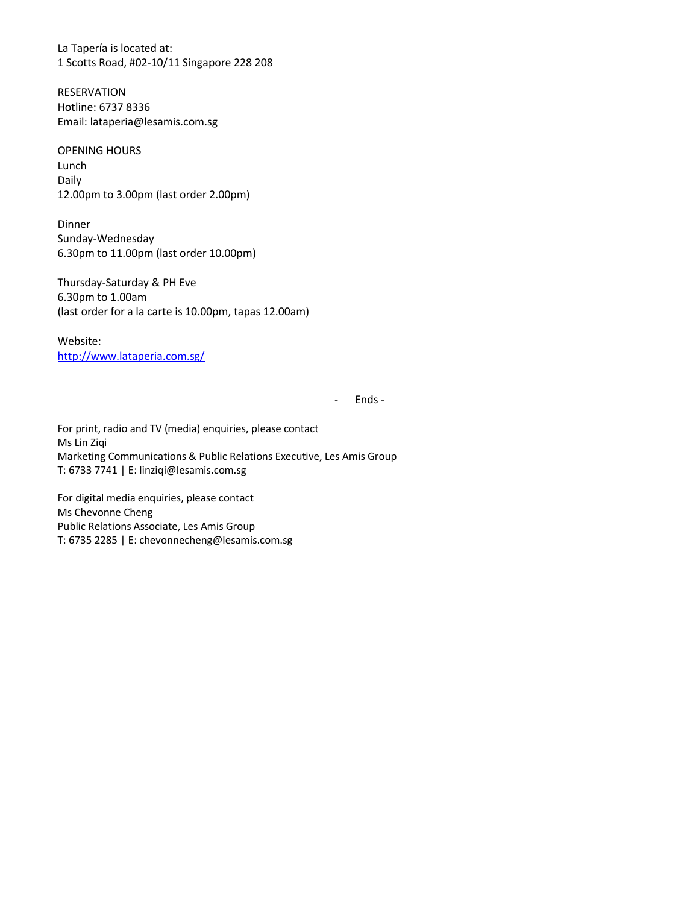La Tapería is located at:
1 Scotts Road, #02-10/11 Singapore 228 208

RESERVATION
Hotline: 6737 8336
Email: lataperia@lesamis.com.sg

OPENING HOURS
Lunch
Daily
12.00pm to 3.00pm (last order 2.00pm)

Dinner
Sunday-Wednesday
6.30pm to 11.00pm (last order 10.00pm)

Thursday-Saturday & PH Eve
6.30pm to 1.00am
(last order for a la carte is 10.00pm, tapas 12.00am)

Website:
[http://www.lataperia.com.sg/](http://www.lataperia.com.sg/)

- Ends -

For print, radio and TV (media) enquiries, please contact
Ms Lin Ziqi
Marketing Communications & Public Relations Executive, Les Amis Group
T: 6733 7741 | E: linziqi@lesamis.com.sg

For digital media enquiries, please contact
Ms Chevonne Cheng
Public Relations Associate, Les Amis Group
T: 6735 2285 | E: chevonnecheng@lesamis.com.sg